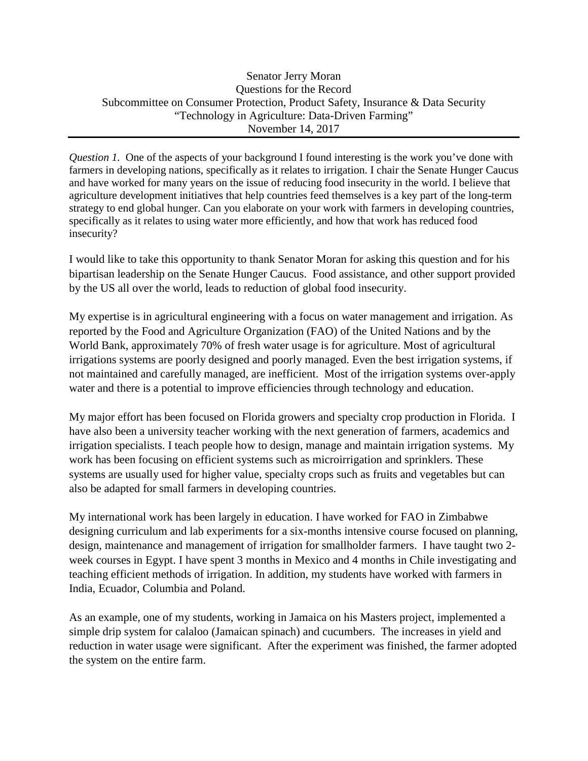Senator Jerry Moran
Questions for the Record
Subcommittee on Consumer Protection, Product Safety, Insurance & Data Security
"Technology in Agriculture: Data-Driven Farming"
November 14, 2017

---

*Question 1.* One of the aspects of your background I found interesting is the work you've done with farmers in developing nations, specifically as it relates to irrigation. I chair the Senate Hunger Caucus and have worked for many years on the issue of reducing food insecurity in the world. I believe that agriculture development initiatives that help countries feed themselves is a key part of the long-term strategy to end global hunger. Can you elaborate on your work with farmers in developing countries, specifically as it relates to using water more efficiently, and how that work has reduced food insecurity?

I would like to take this opportunity to thank Senator Moran for asking this question and for his bipartisan leadership on the Senate Hunger Caucus. Food assistance, and other support provided by the US all over the world, leads to reduction of global food insecurity.

My expertise is in agricultural engineering with a focus on water management and irrigation. As reported by the Food and Agriculture Organization (FAO) of the United Nations and by the World Bank, approximately 70% of fresh water usage is for agriculture. Most of agricultural irrigations systems are poorly designed and poorly managed. Even the best irrigation systems, if not maintained and carefully managed, are inefficient. Most of the irrigation systems over-apply water and there is a potential to improve efficiencies through technology and education.

My major effort has been focused on Florida growers and specialty crop production in Florida. I have also been a university teacher working with the next generation of farmers, academics and irrigation specialists. I teach people how to design, manage and maintain irrigation systems. My work has been focusing on efficient systems such as microirrigation and sprinklers. These systems are usually used for higher value, specialty crops such as fruits and vegetables but can also be adapted for small farmers in developing countries.

My international work has been largely in education. I have worked for FAO in Zimbabwe designing curriculum and lab experiments for a six-months intensive course focused on planning, design, maintenance and management of irrigation for smallholder farmers. I have taught two 2-week courses in Egypt. I have spent 3 months in Mexico and 4 months in Chile investigating and teaching efficient methods of irrigation. In addition, my students have worked with farmers in India, Ecuador, Columbia and Poland.

As an example, one of my students, working in Jamaica on his Masters project, implemented a simple drip system for calaloo (Jamaican spinach) and cucumbers. The increases in yield and reduction in water usage were significant. After the experiment was finished, the farmer adopted the system on the entire farm.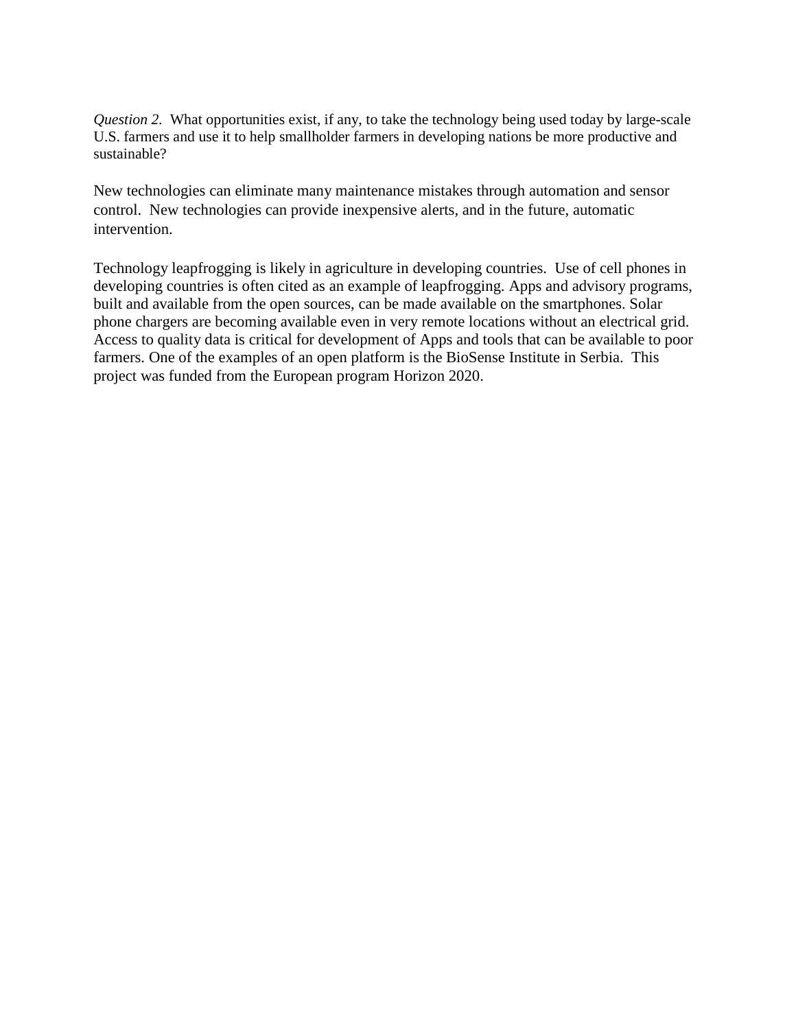*Question 2.* What opportunities exist, if any, to take the technology being used today by large-scale U.S. farmers and use it to help smallholder farmers in developing nations be more productive and sustainable?

New technologies can eliminate many maintenance mistakes through automation and sensor control. New technologies can provide inexpensive alerts, and in the future, automatic intervention.

Technology leapfrogging is likely in agriculture in developing countries. Use of cell phones in developing countries is often cited as an example of leapfrogging. Apps and advisory programs, built and available from the open sources, can be made available on the smartphones. Solar phone chargers are becoming available even in very remote locations without an electrical grid. Access to quality data is critical for development of Apps and tools that can be available to poor farmers. One of the examples of an open platform is the BioSense Institute in Serbia. This project was funded from the European program Horizon 2020.